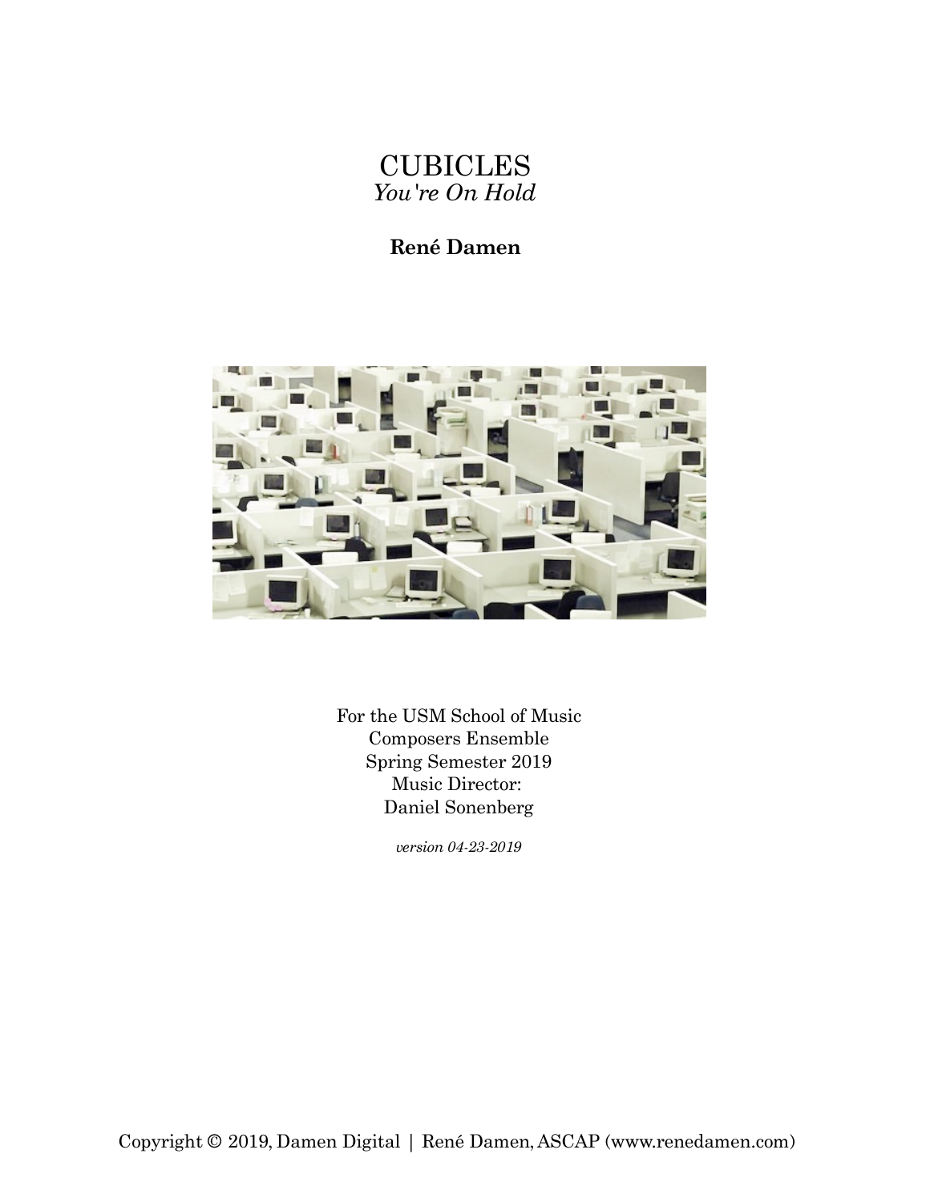# CUBICLES

*You're On Hold*

**René Damen**

For the USM School of Music
Composers Ensemble
Spring Semester 2019
Music Director:
Daniel Sonenberg

*version 04-23-2019*

Copyright © 2019, Damen Digital | René Damen, ASCAP (www.renedamen.com)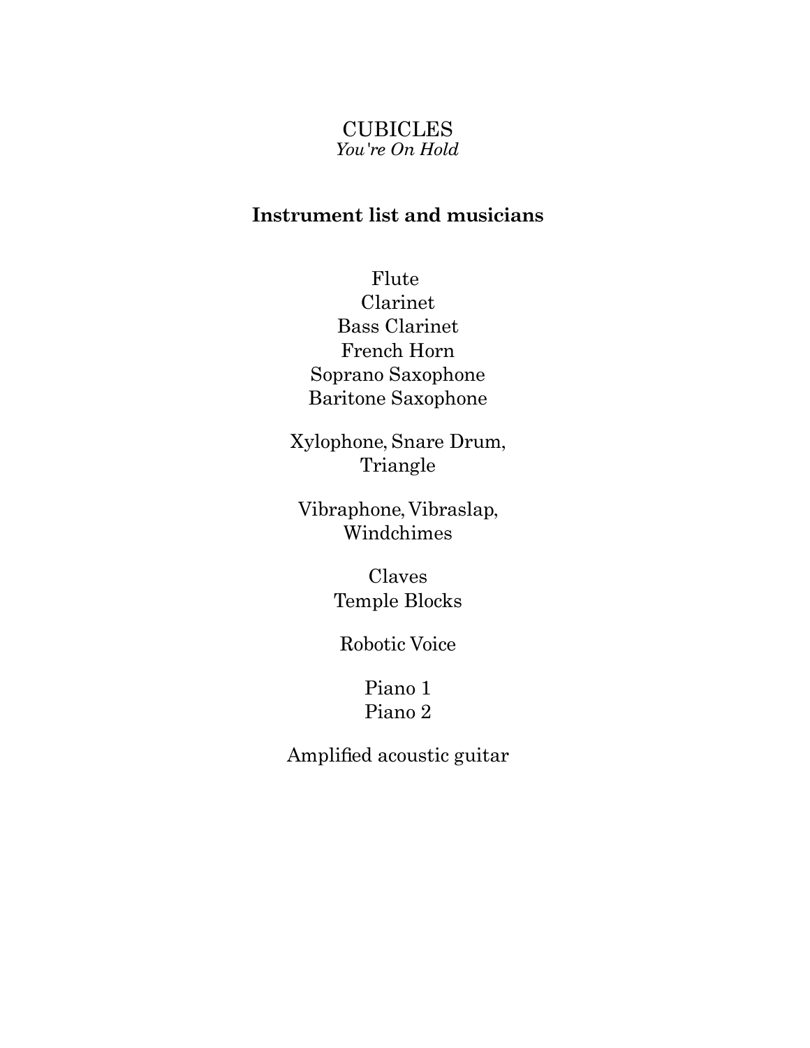CUBICLES

*You're On Hold*

## Instrument list and musicians

Flute
Clarinet
Bass Clarinet
French Horn
Soprano Saxophone
Baritone Saxophone

Xylophone, Snare Drum,
Triangle

Vibraphone, Vibraslap,
Windchimes

Claves
Temple Blocks

Robotic Voice

Piano 1
Piano 2

Amplified acoustic guitar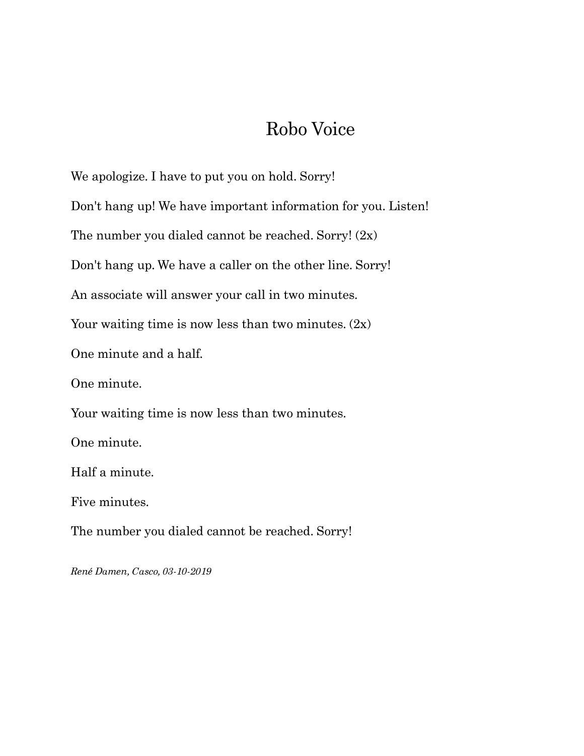# Robo Voice

We apologize. I have to put you on hold. Sorry!

Don't hang up! We have important information for you. Listen!

The number you dialed cannot be reached. Sorry! (2x)

Don't hang up. We have a caller on the other line. Sorry!

An associate will answer your call in two minutes.

Your waiting time is now less than two minutes. (2x)

One minute and a half.

One minute.

Your waiting time is now less than two minutes.

One minute.

Half a minute.

Five minutes.

The number you dialed cannot be reached. Sorry!

*René Damen, Casco, 03-10-2019*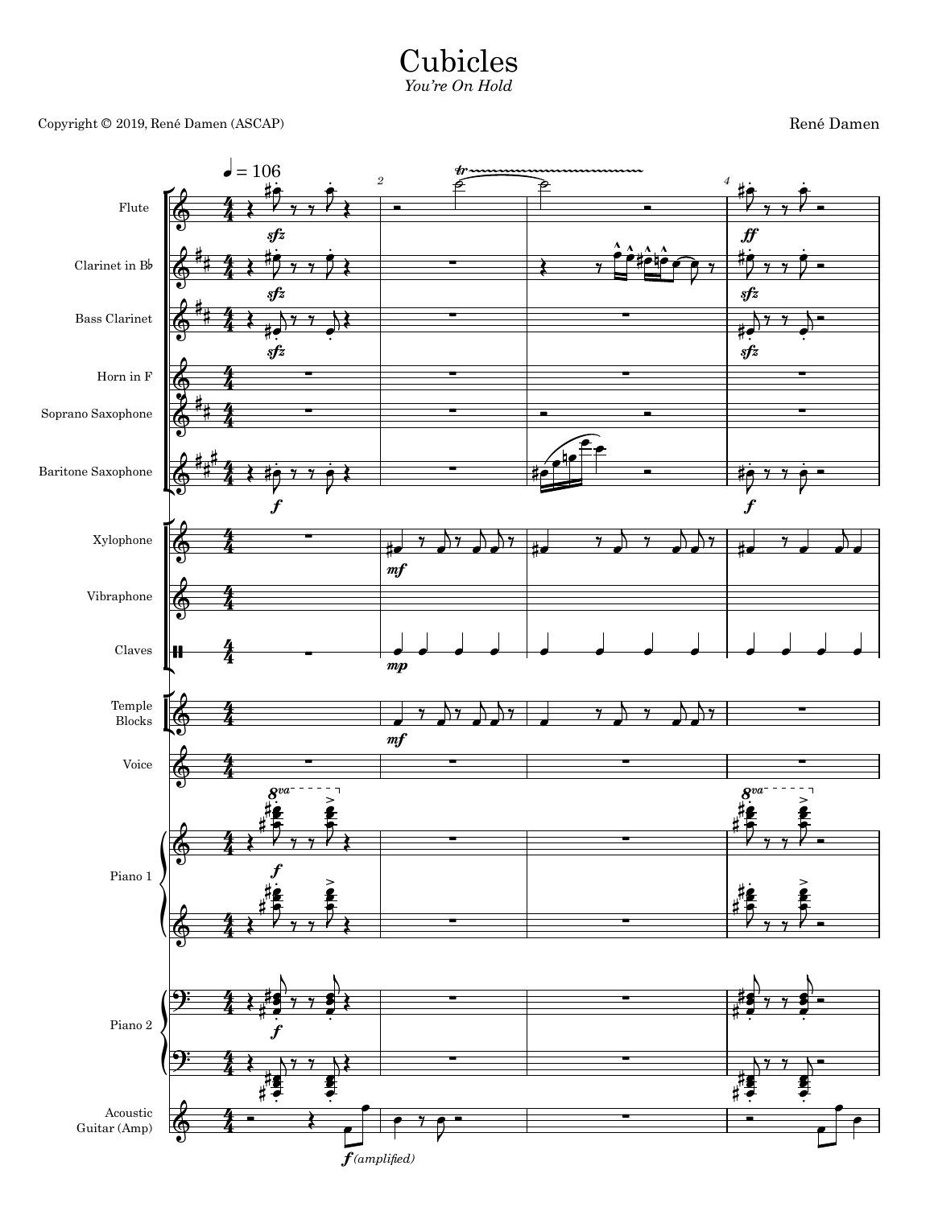# Cubicles

*You're On Hold*

Copyright © 2019, René Damen (ASCAP)

René Damen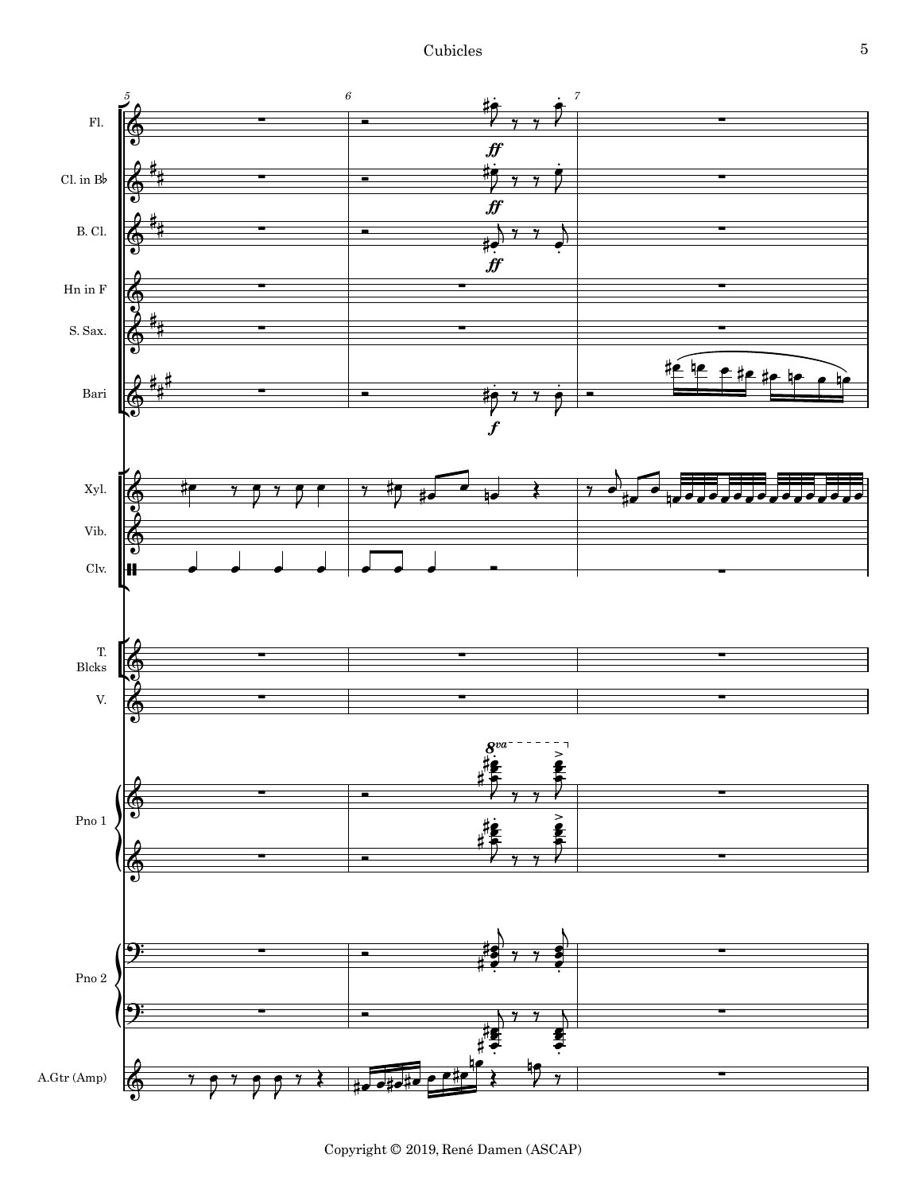Fl.

Cl. in B♭

B. Cl.

Hn in F

S. Sax.

Bari

Xyl.

Vib.

Clv.

T. Blcks

V.

Pno 1

Pno 2

A.Gtr (Amp)

Copyright © 2019, René Damen (ASCAP)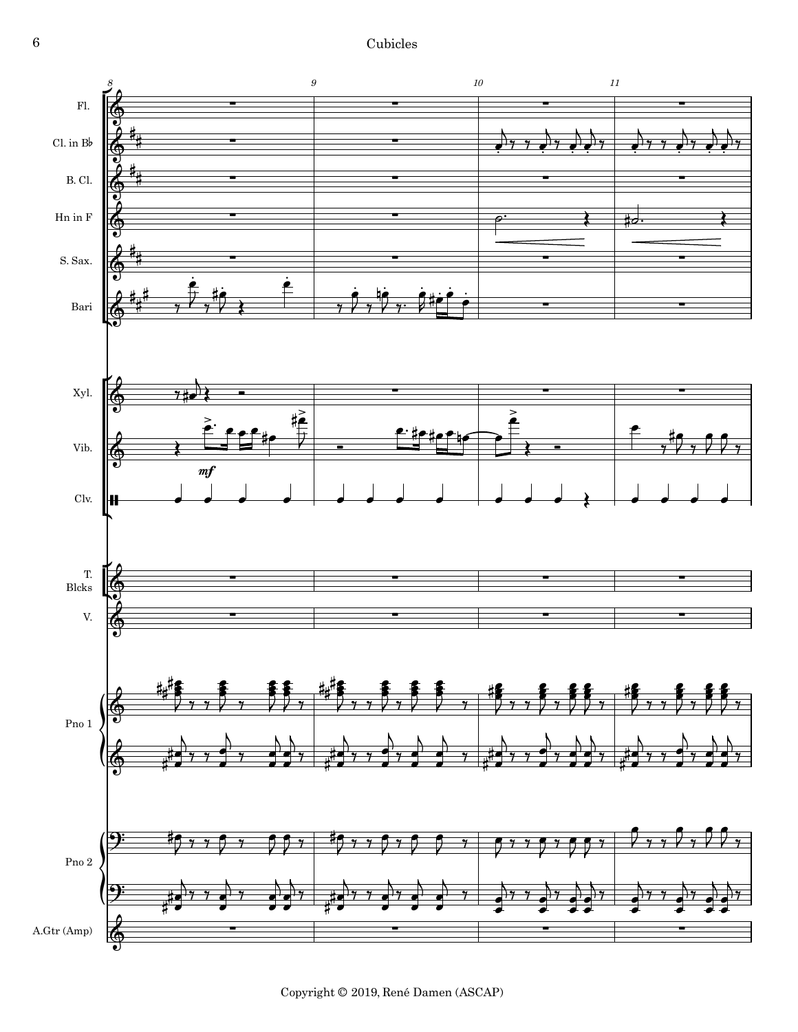Copyright © 2019, René Damen (ASCAP)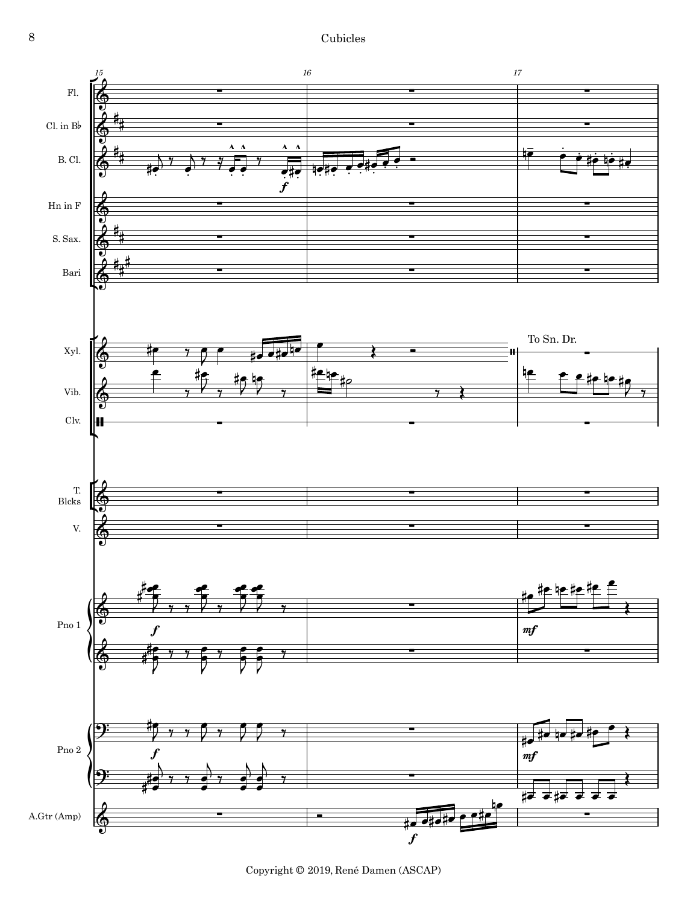Copyright © 2019, René Damen (ASCAP)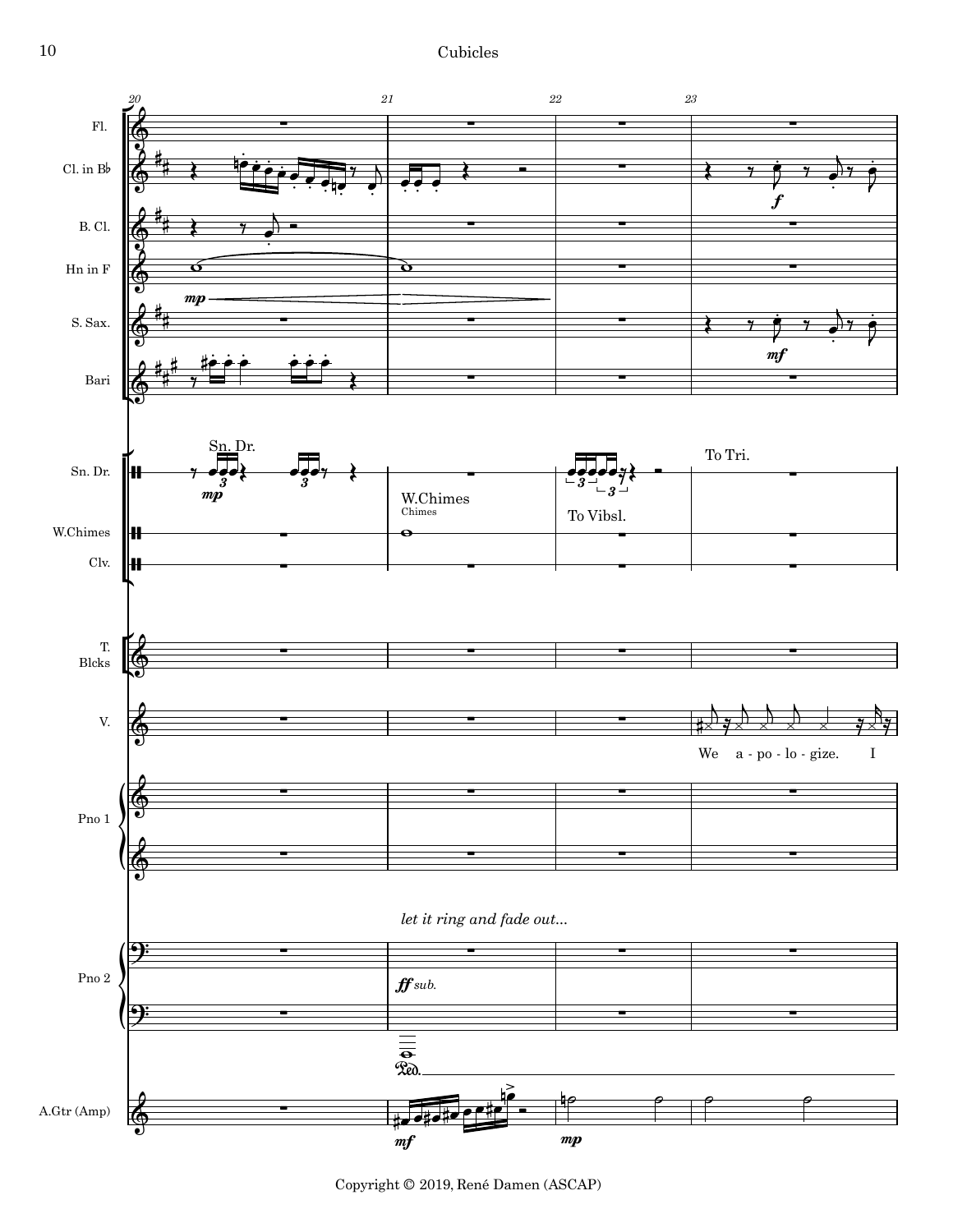Fl.

Cl. in B♭

B. Cl.

Hn in F

S. Sax.

Bari

Sn. Dr.

W.Chimes

Clv.

T. Blcks

V.

Pno 1

Pno 2

A.Gtr (Amp)

20 21 22 23

Sn. Dr.

W.Chimes
Chimes

To Vibsl.

To Tri.

We a - po - lo - gize. I

*let it ring and fade out...*

*ff sub.*

*mp* *mf* *f*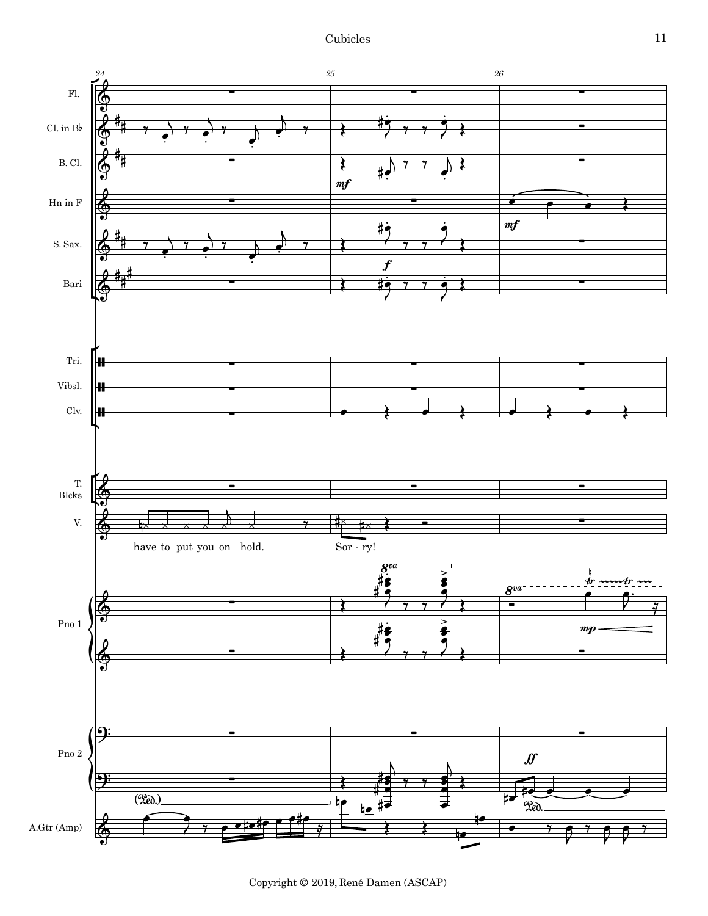Cubicles

24 25 26

Fl.

Cl. in B♭

B. Cl.

Hn in F

S. Sax.

Bari

Tri.

Vibsl.

Clv.

T. Blcks

V.

have to put you on hold. Sor - ry!

Pno 1

Pno 2

A.Gtr (Amp)

Copyright © 2019, René Damen (ASCAP)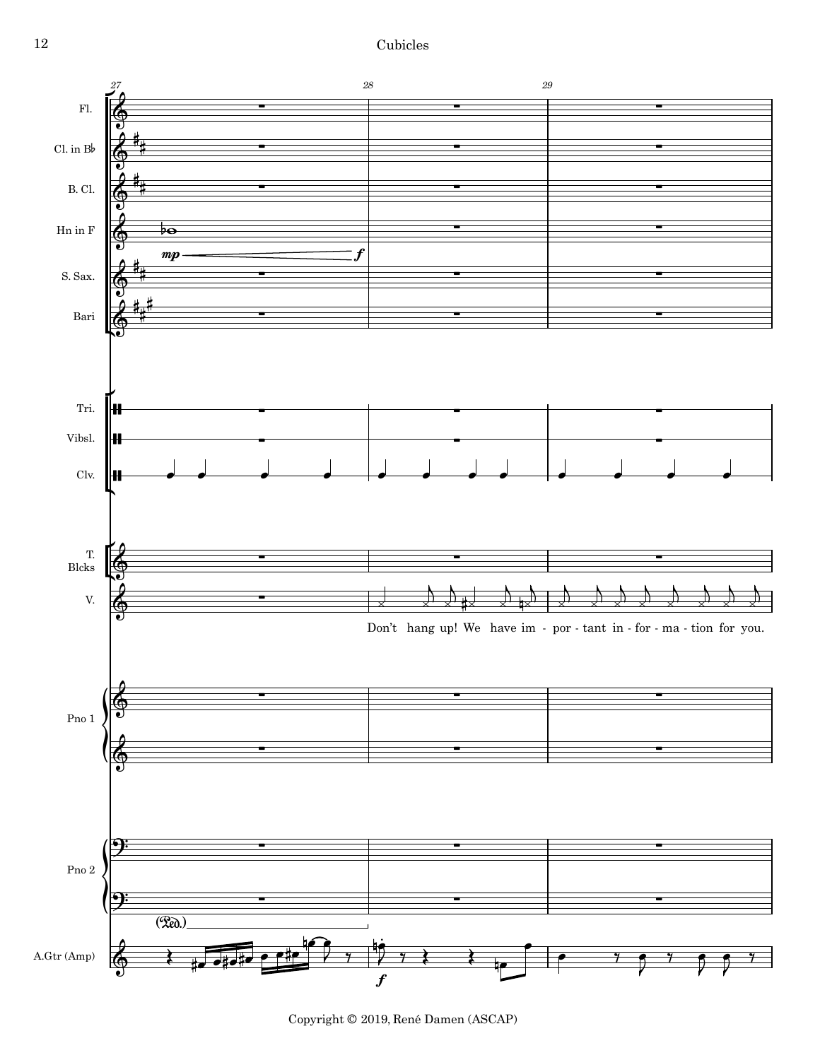Don't hang up! We have im - por - tant in - for - ma - tion for you.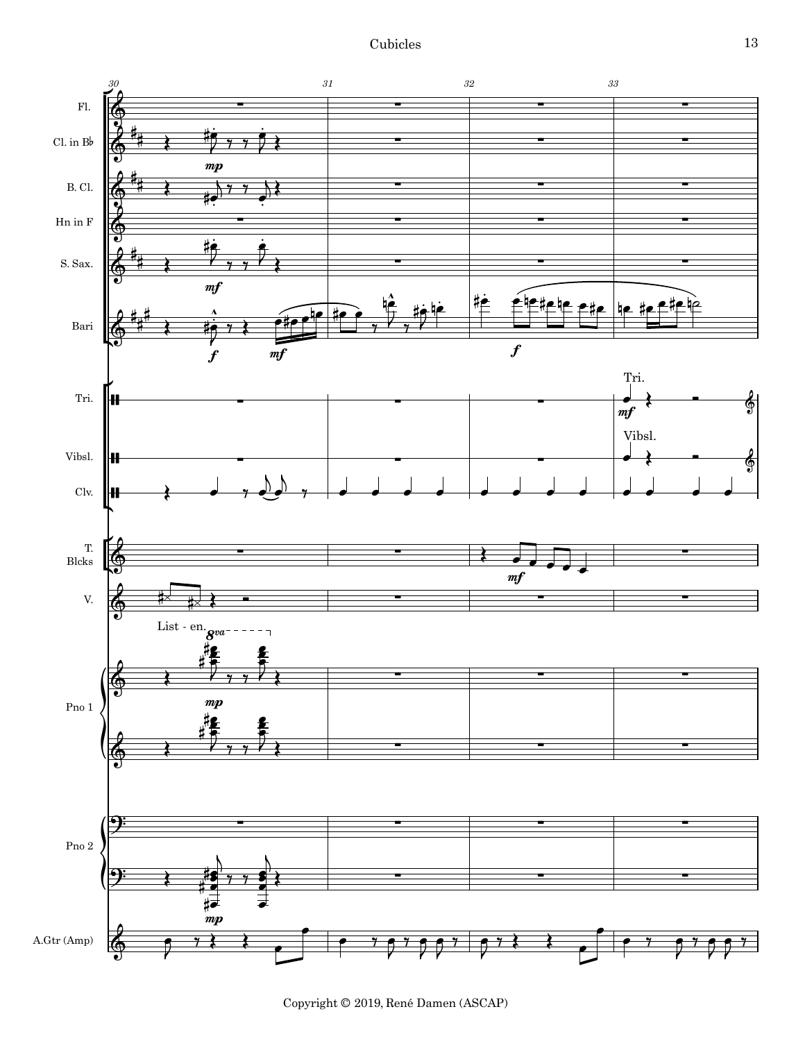Fl.

Cl. in B♭

B. Cl.

Hn in F

S. Sax.

Bari

Tri.

Vibsl.

Clv.

T. Blcks

V.

List - en.

Pno 1

Pno 2

A.Gtr (Amp)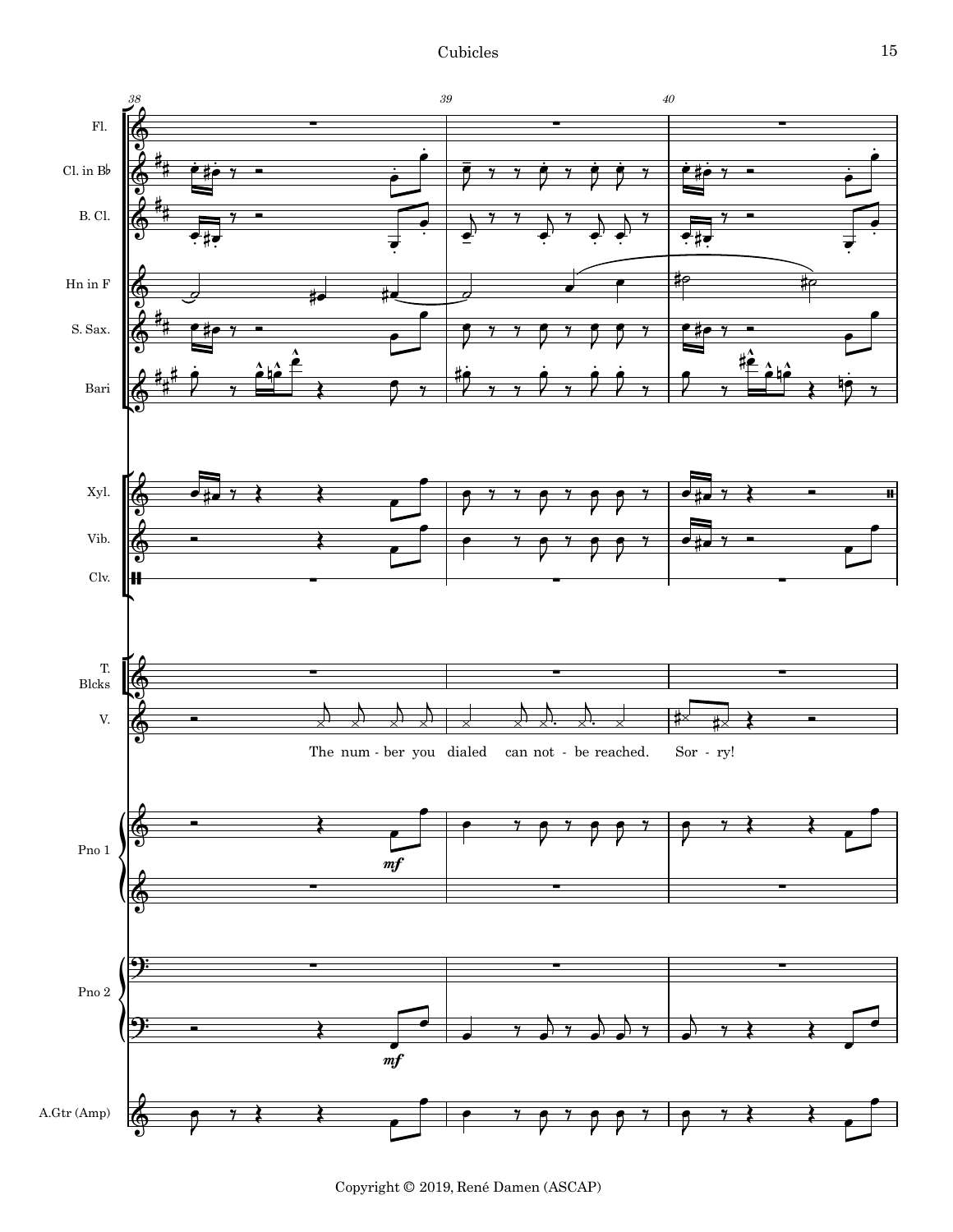The num - ber you dialed can not - be reached. Sor - ry!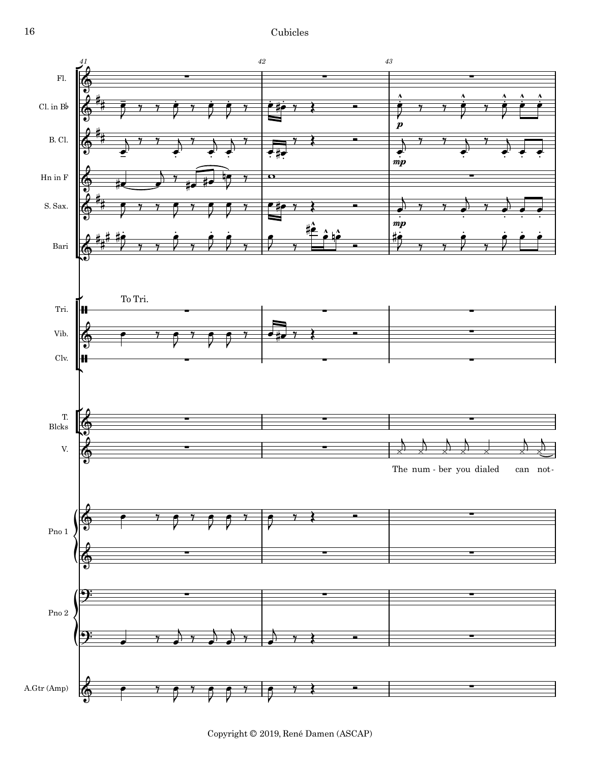Fl.

Cl. in B♭

B. Cl.

Hn in F

S. Sax.

Bari

To Tri.

Tri.

Vib.

Clv.

T. Blcks

V.

The num - ber you dialed can not-

Pno 1

Pno 2

A.Gtr (Amp)

Copyright © 2019, René Damen (ASCAP)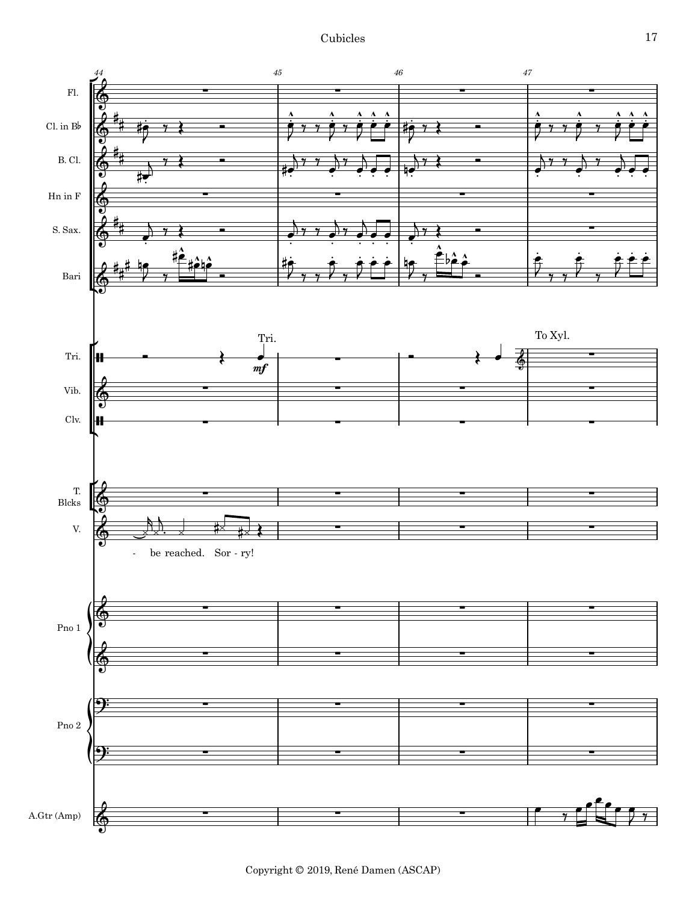44 45 46 47

Fl.

Cl. in B♭

B. Cl.

Hn in F

S. Sax.

Bari

Tri. — Tri. *mf* — To Xyl.

Vib.

Clv.

T. Blcks

V.

- be reached. Sor - ry!

Pno 1

Pno 2

A.Gtr (Amp)

Copyright © 2019, René Damen (ASCAP)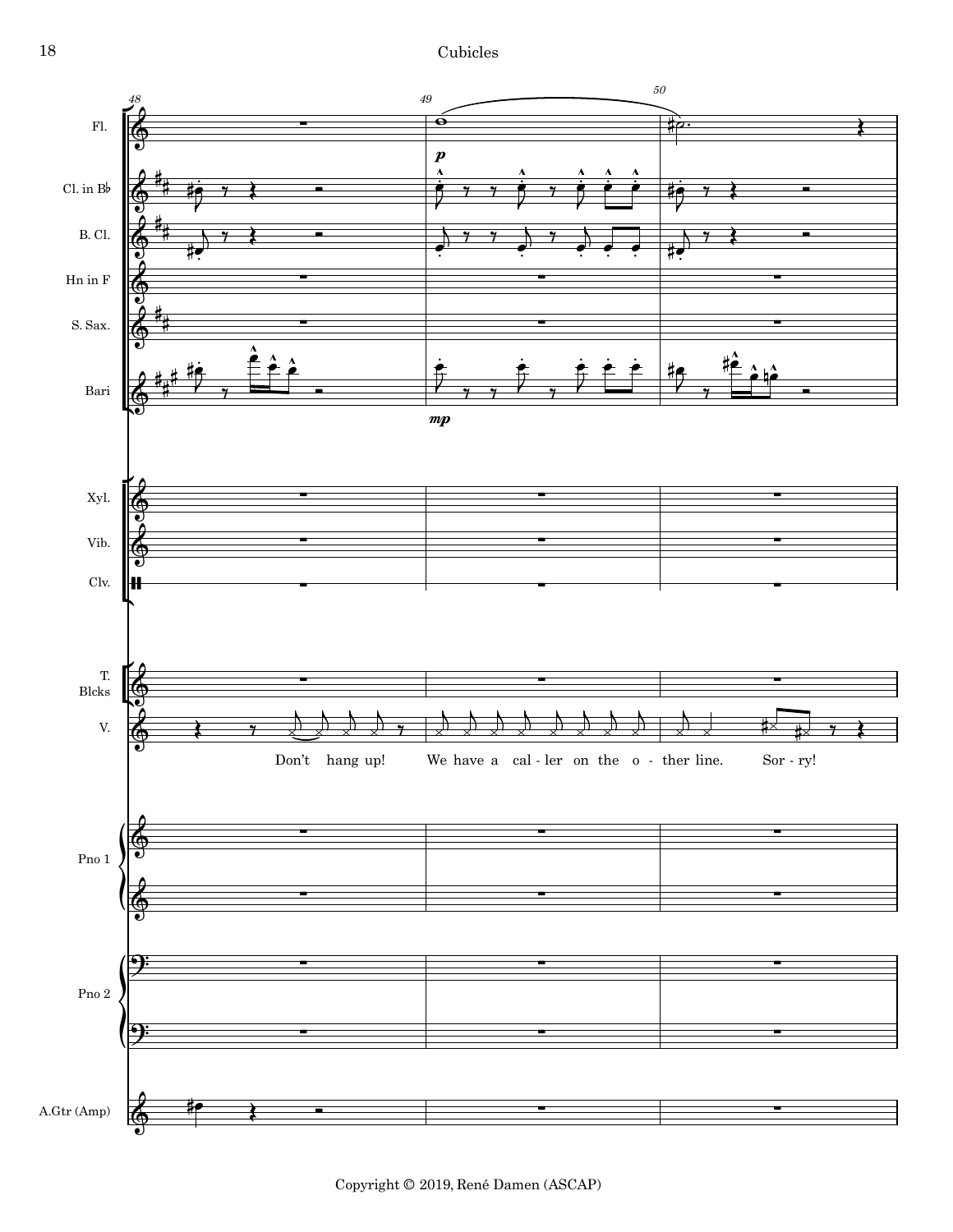Cubicles

Copyright © 2019, René Damen (ASCAP)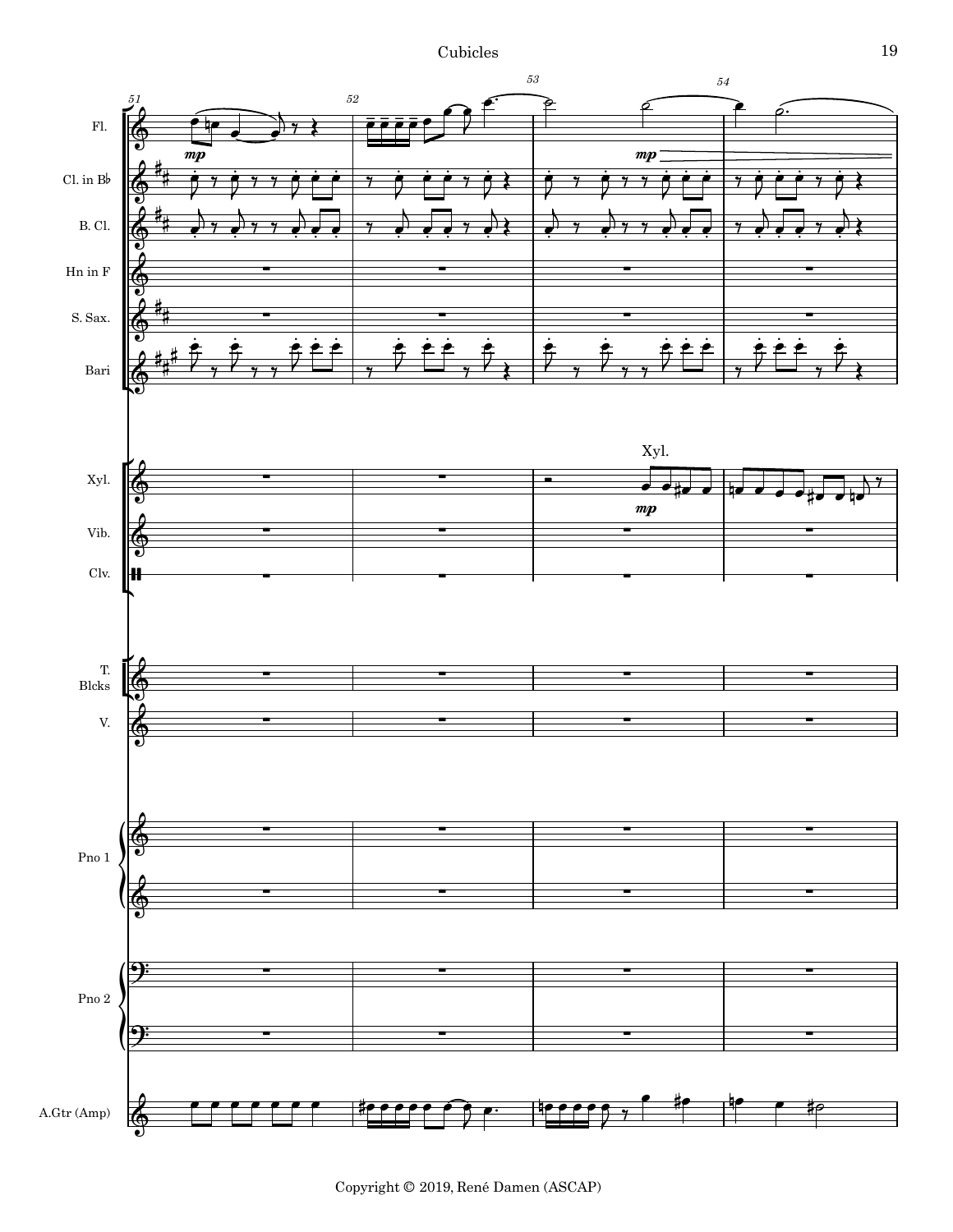Fl.

Cl. in B♭

B. Cl.

Hn in F

S. Sax.

Bari

Xyl.

Vib.

Clv.

T. Blcks

V.

Pno 1

Pno 2

A.Gtr (Amp)

Copyright © 2019, René Damen (ASCAP)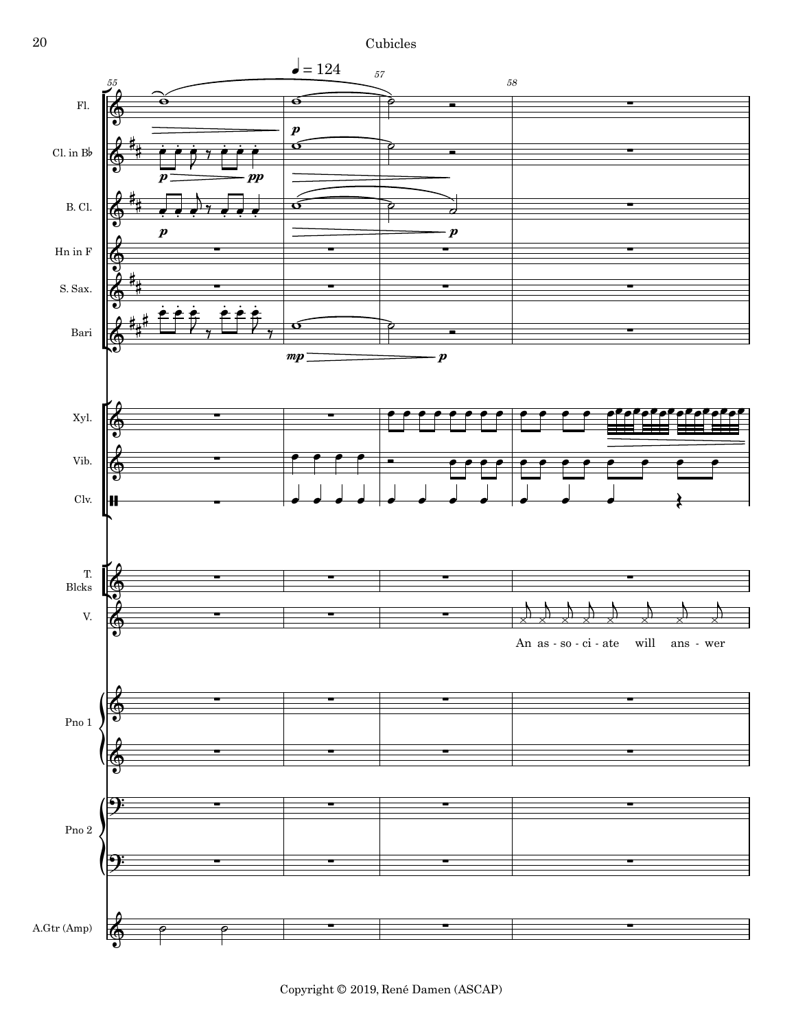♩ = 124

55 57 58

Fl.

Cl. in B♭

B. Cl.

Hn in F

S. Sax.

Bari

Xyl.

Vib.

Clv.

T. Blcks

V.

An as - so - ci - ate will ans - wer

Pno 1

Pno 2

A.Gtr (Amp)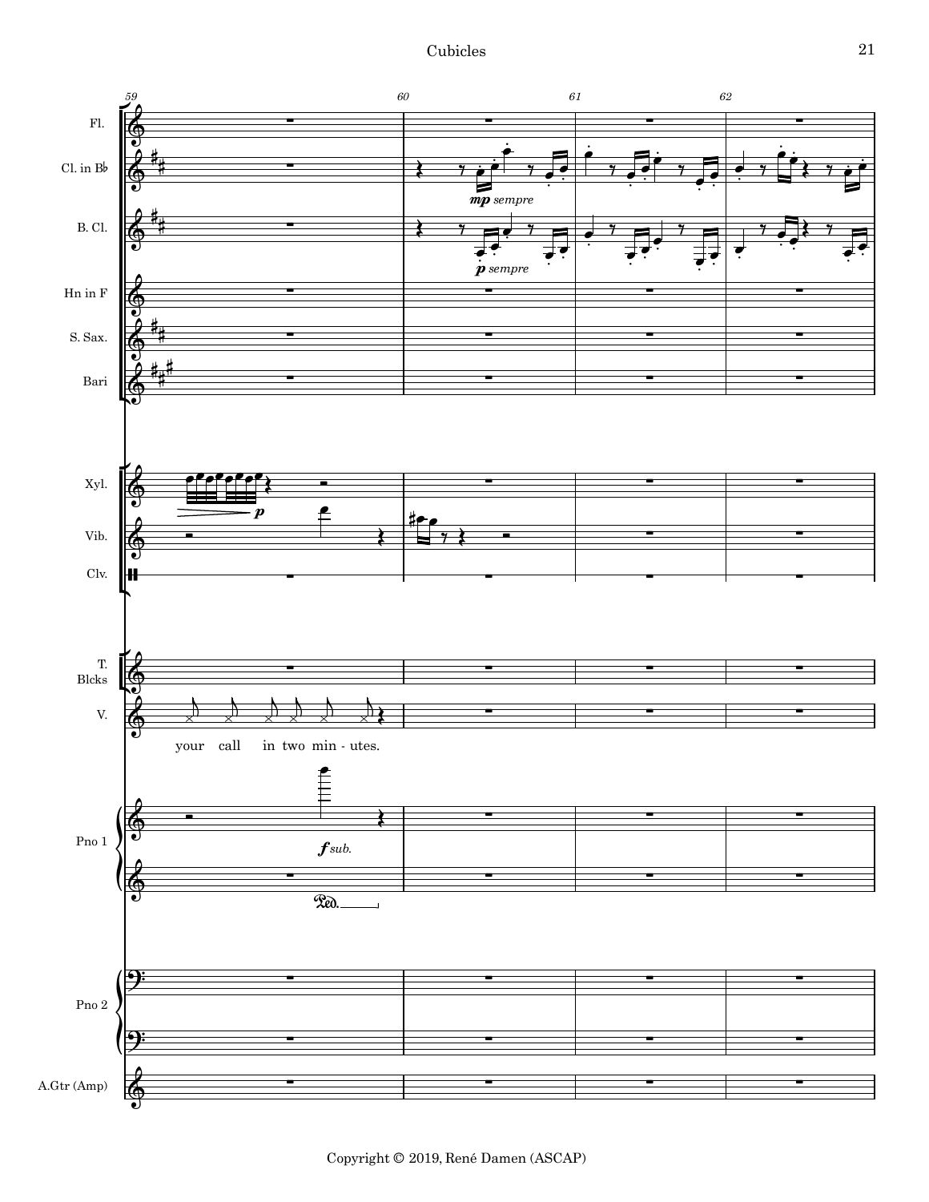Fl.

Cl. in B♭ — *mp sempre*

B. Cl. — *p sempre*

Hn in F

S. Sax.

Bari

Xyl. — *p*

Vib.

Clv.

T. Blcks

V. — your call in two min - utes.

Pno 1 — *f sub.*

Pno 2

A.Gtr (Amp)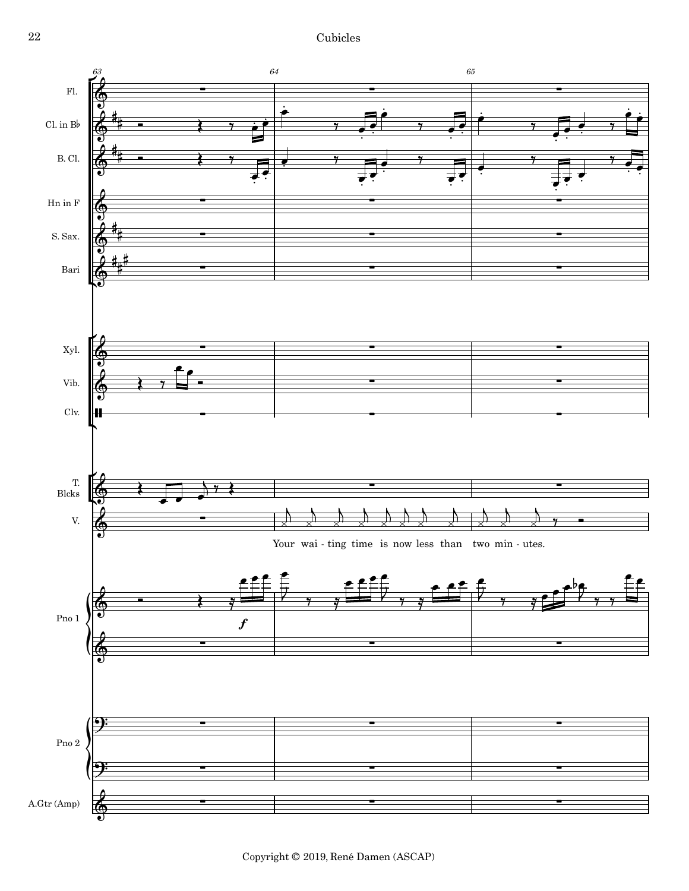Fl.

Cl. in B♭

B. Cl.

Hn in F

S. Sax.

Bari

Xyl.

Vib.

Clv.

T. Blcks

V.

Your wai - ting time is now less than two min - utes.

Pno 1

*f*

Pno 2

A.Gtr (Amp)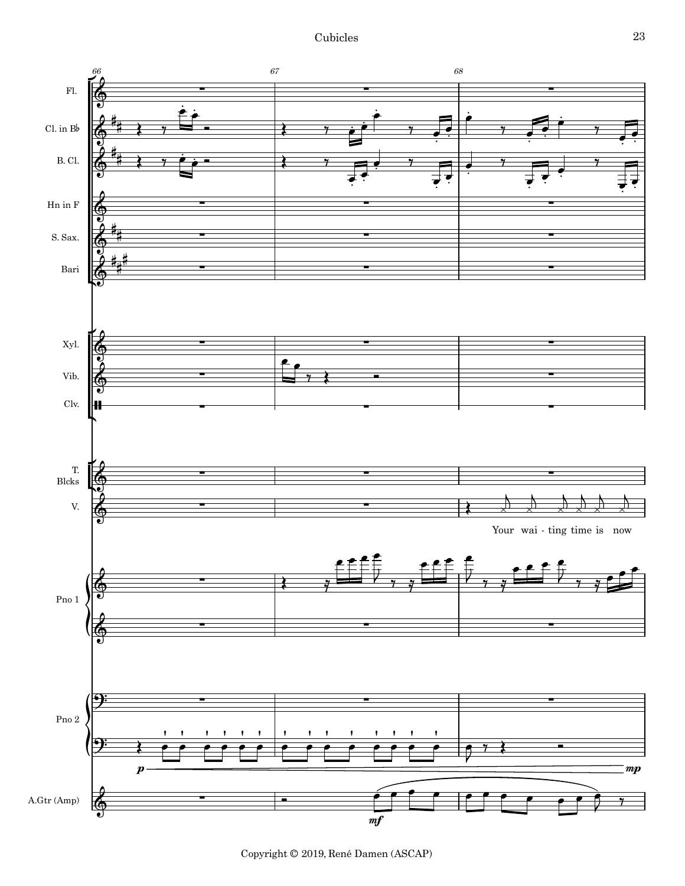Fl.

Cl. in B♭

B. Cl.

Hn in F

S. Sax.

Bari

Xyl.

Vib.

Clv.

T. Blcks

V.

Your wai - ting time is now

Pno 1

Pno 2

*p* *mp*

A.Gtr (Amp)

*mf*

Copyright © 2019, René Damen (ASCAP)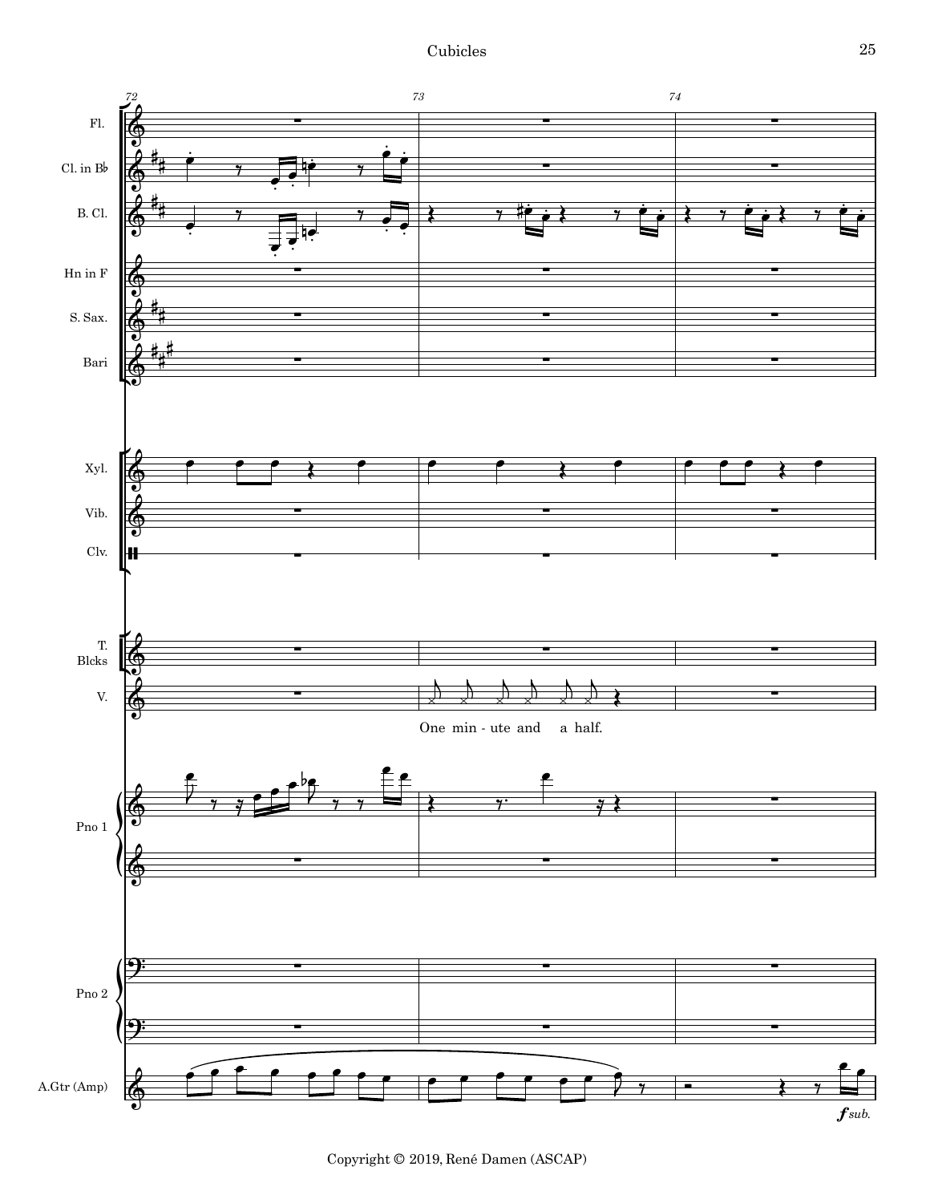72

73

74

Fl.

Cl. in B♭

B. Cl.

Hn in F

S. Sax.

Bari

Xyl.

Vib.

Clv.

T. Blcks

V.

One min - ute and a half.

Pno 1

Pno 2

A.Gtr (Amp)

*f sub.*

Copyright © 2019, René Damen (ASCAP)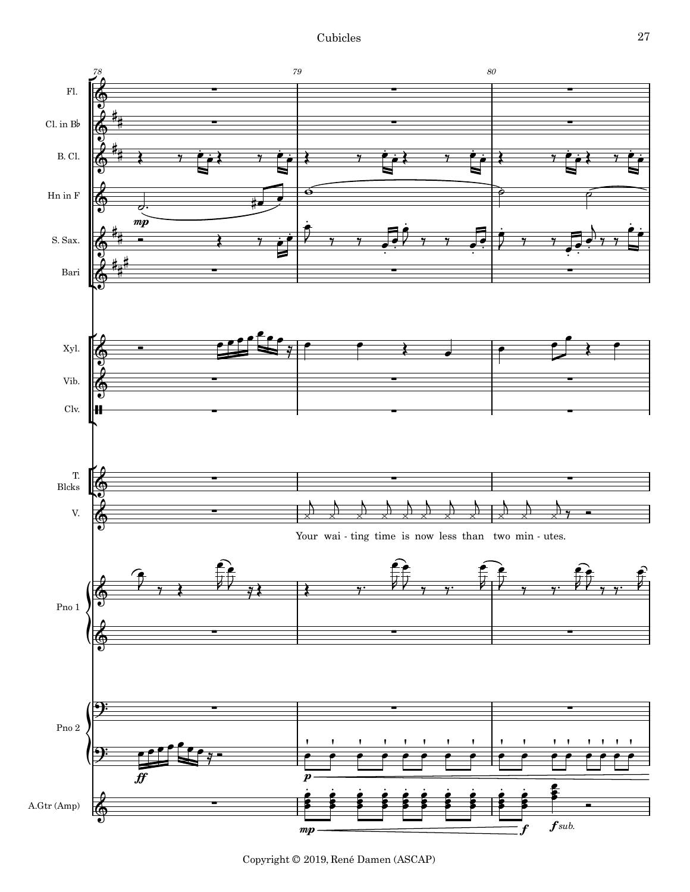Your wai - ting time is now less than two min - utes.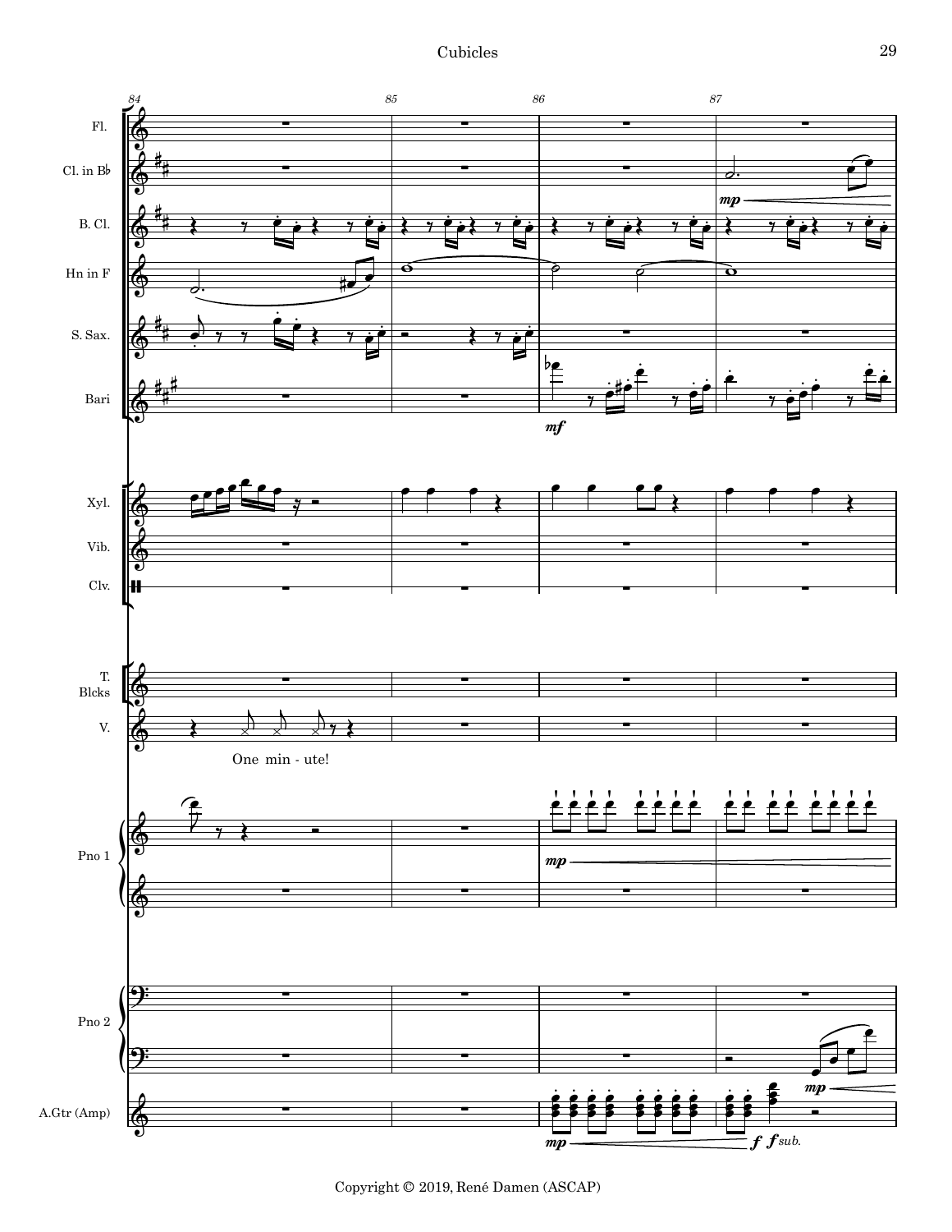Fl.

Cl. in B♭

B. Cl.

Hn in F

S. Sax.

Bari

Xyl.

Vib.

Clv.

T. Blcks

V.

One min - ute!

Pno 1

Pno 2

A.Gtr (Amp)

Copyright © 2019, René Damen (ASCAP)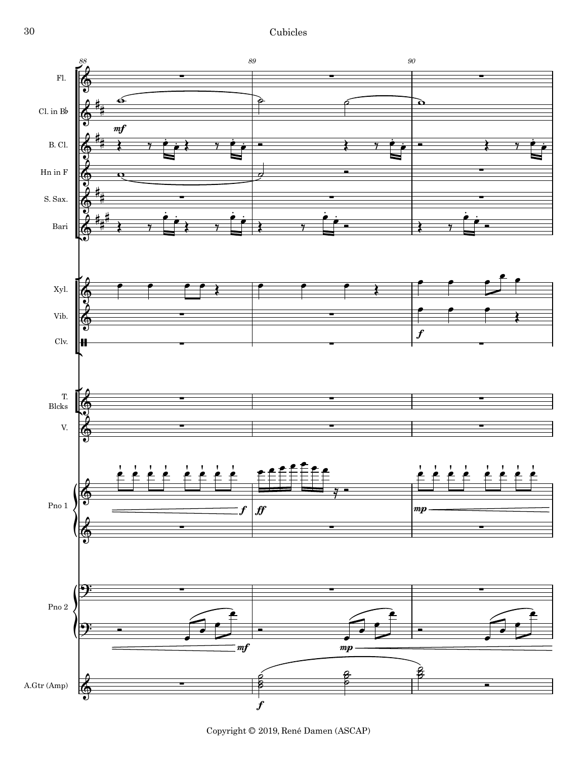Copyright © 2019, René Damen (ASCAP)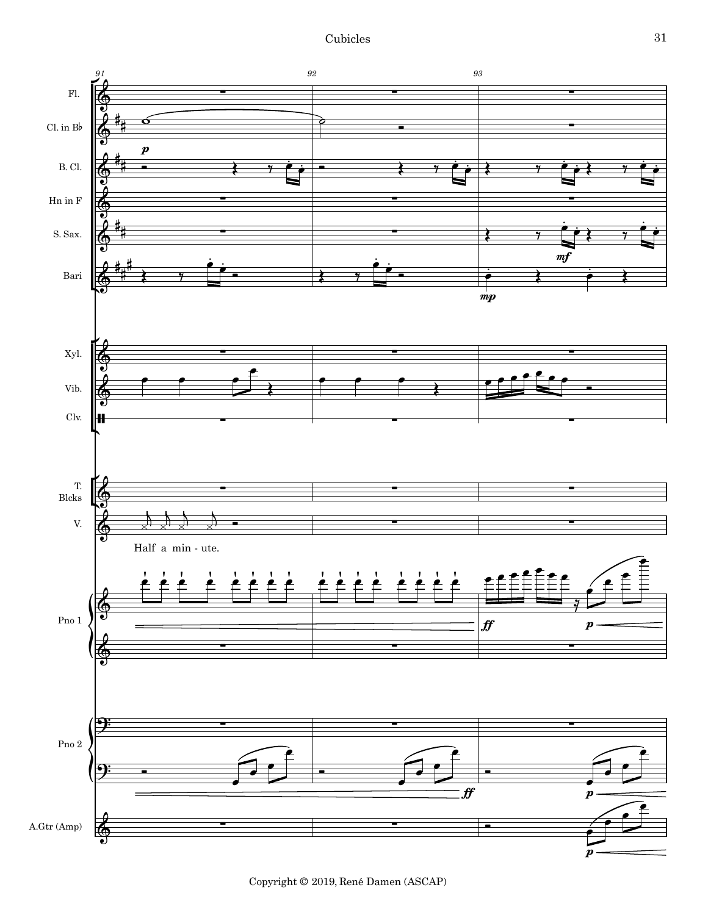Fl.

Cl. in B♭

B. Cl.

Hn in F

S. Sax.

Bari

Xyl.

Vib.

Clv.

T. Blcks

V.

Half a min - ute.

Pno 1

Pno 2

A.Gtr (Amp)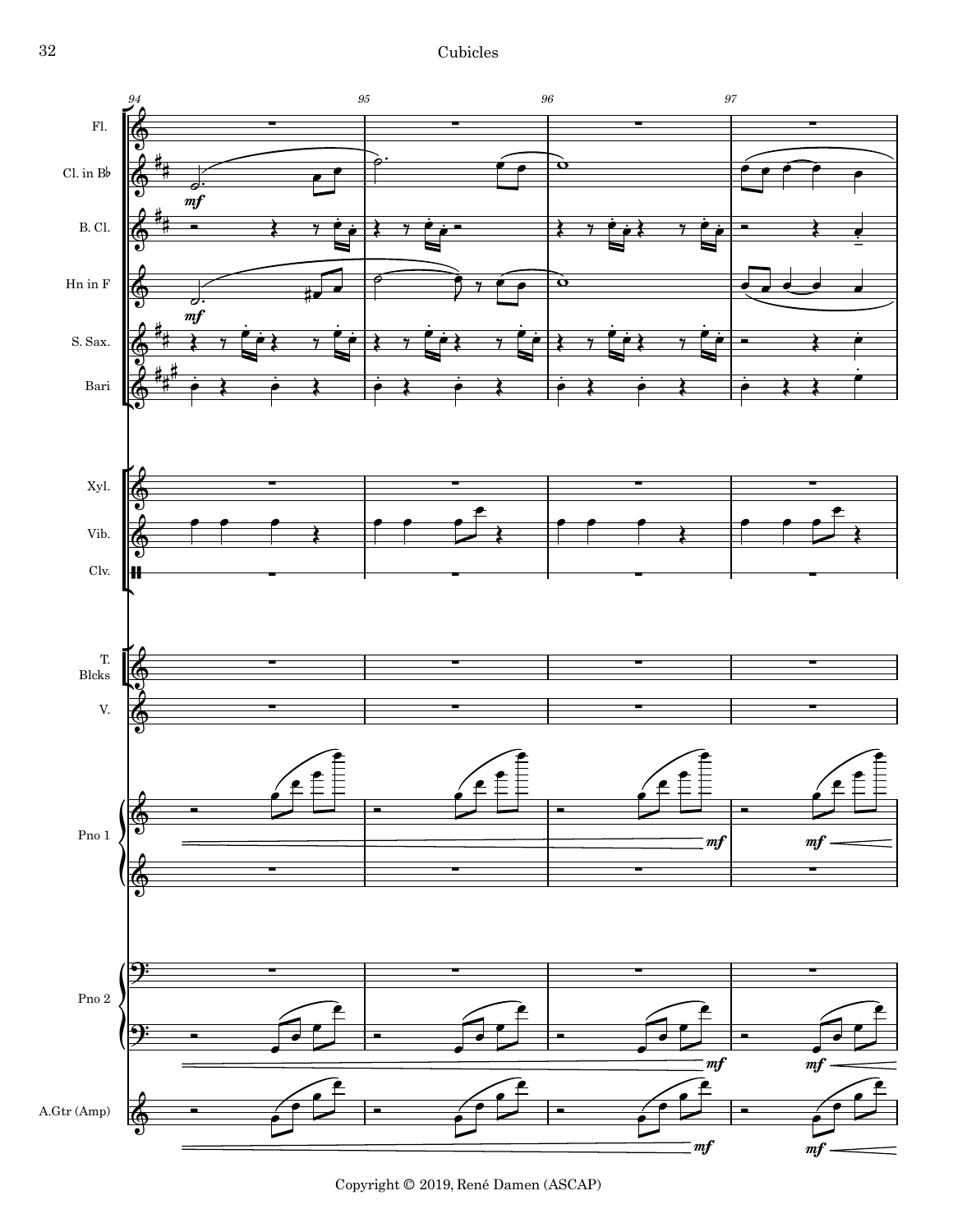Copyright © 2019, René Damen (ASCAP)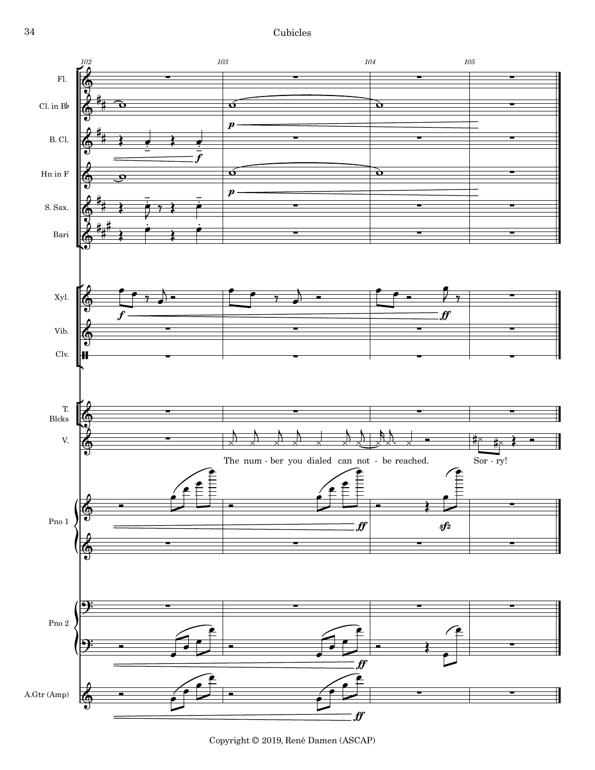The num - ber you dialed can not - be reached. Sor - ry!

Copyright © 2019, René Damen (ASCAP)